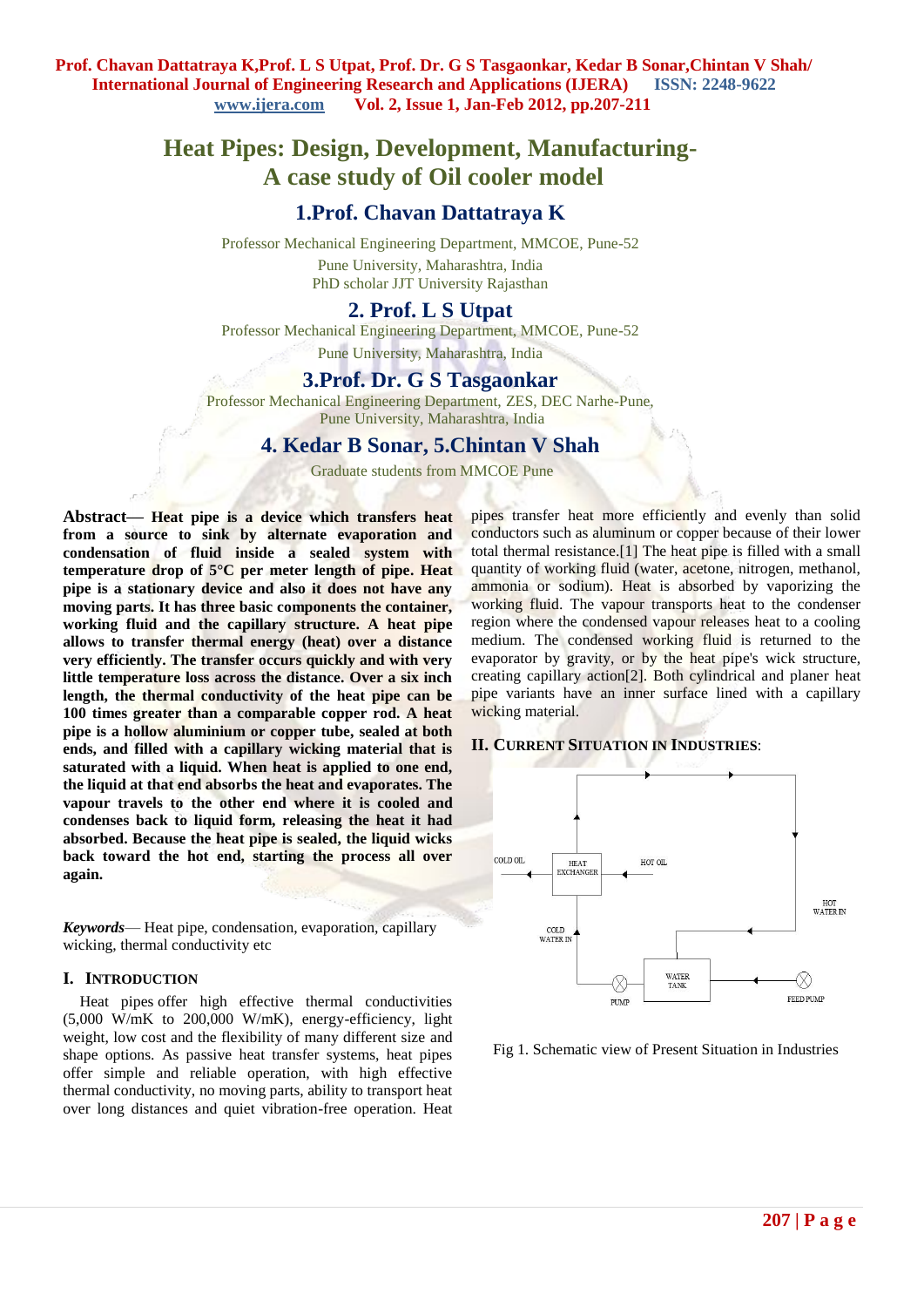# Heat Pipes: Design, Development, Manufacturing-A case study of Oil cooler model

## 1.Prof. Chavan Dattatraya K

Professor Mechanical Engineering Department, MMCOE, Pune-52
Pune University, Maharashtra, India
PhD scholar JJT University Rajasthan

## 2. Prof. L S Utpat

Professor Mechanical Engineering Department, MMCOE, Pune-52
Pune University, Maharashtra, India

## 3.Prof. Dr. G S Tasgaonkar

Professor Mechanical Engineering Department, ZES, DEC Narhe-Pune,
Pune University, Maharashtra, India

## 4. Kedar B Sonar, 5.Chintan V Shah

Graduate students from MMCOE Pune

**Abstract— Heat pipe is a device which transfers heat from a source to sink by alternate evaporation and condensation of fluid inside a sealed system with temperature drop of 5°C per meter length of pipe. Heat pipe is a stationary device and also it does not have any moving parts. It has three basic components the container, working fluid and the capillary structure. A heat pipe allows to transfer thermal energy (heat) over a distance very efficiently. The transfer occurs quickly and with very little temperature loss across the distance. Over a six inch length, the thermal conductivity of the heat pipe can be 100 times greater than a comparable copper rod. A heat pipe is a hollow aluminium or copper tube, sealed at both ends, and filled with a capillary wicking material that is saturated with a liquid. When heat is applied to one end, the liquid at that end absorbs the heat and evaporates. The vapour travels to the other end where it is cooled and condenses back to liquid form, releasing the heat it had absorbed. Because the heat pipe is sealed, the liquid wicks back toward the hot end, starting the process all over again.**

***Keywords***— Heat pipe, condensation, evaporation, capillary wicking, thermal conductivity etc

## I. Introduction

Heat pipes offer high effective thermal conductivities (5,000 W/mK to 200,000 W/mK), energy-efficiency, light weight, low cost and the flexibility of many different size and shape options. As passive heat transfer systems, heat pipes offer simple and reliable operation, with high effective thermal conductivity, no moving parts, ability to transport heat over long distances and quiet vibration-free operation. Heat pipes transfer heat more efficiently and evenly than solid conductors such as aluminum or copper because of their lower total thermal resistance.[1] The heat pipe is filled with a small quantity of working fluid (water, acetone, nitrogen, methanol, ammonia or sodium). Heat is absorbed by vaporizing the working fluid. The vapour transports heat to the condenser region where the condensed vapour releases heat to a cooling medium. The condensed working fluid is returned to the evaporator by gravity, or by the heat pipe's wick structure, creating capillary action[2]. Both cylindrical and planer heat pipe variants have an inner surface lined with a capillary wicking material.

## II. Current Situation in Industries:

COLD OIL | HEAT EXCHANGER | HOT OIL | HOT WATER IN | COLD WATER IN | WATER TANK | PUMP | FEED PUMP

Fig 1. Schematic view of Present Situation in Industries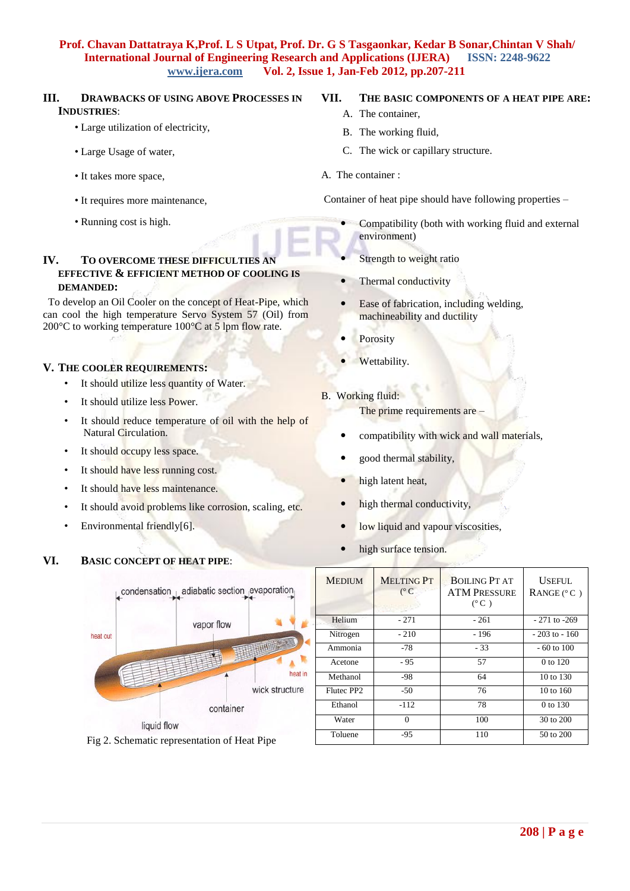## III. DRAWBACKS OF USING ABOVE PROCESSES IN INDUSTRIES:

- Large utilization of electricity,
- Large Usage of water,
- It takes more space,
- It requires more maintenance,
- Running cost is high.

## IV. TO OVERCOME THESE DIFFICULTIES AN EFFECTIVE & EFFICIENT METHOD OF COOLING IS DEMANDED:

To develop an Oil Cooler on the concept of Heat-Pipe, which can cool the high temperature Servo System 57 (Oil) from 200°C to working temperature 100°C at 5 lpm flow rate.

## V. THE COOLER REQUIREMENTS:

- It should utilize less quantity of Water.
- It should utilize less Power.
- It should reduce temperature of oil with the help of Natural Circulation.
- It should occupy less space.
- It should have less running cost.
- It should have less maintenance.
- It should avoid problems like corrosion, scaling, etc.
- Environmental friendly[6].

## VI. BASIC CONCEPT OF HEAT PIPE:

Fig 2. Schematic representation of Heat Pipe

## VII. THE BASIC COMPONENTS OF A HEAT PIPE ARE:

A. The container,
B. The working fluid,
C. The wick or capillary structure.

A. The container :

Container of heat pipe should have following properties –

- Compatibility (both with working fluid and external environment)
- Strength to weight ratio
- Thermal conductivity
- Ease of fabrication, including welding, machineability and ductility
- Porosity
- Wettability.

B. Working fluid:

The prime requirements are –

- compatibility with wick and wall materials,
- good thermal stability,
- high latent heat,
- high thermal conductivity,
- low liquid and vapour viscosities,
- high surface tension.

| MEDIUM | MELTING PT (° C | BOILING PT AT ATM PRESSURE (° C ) | USEFUL RANGE (° C ) |
|---|---|---|---|
| Helium | - 271 | - 261 | - 271 to -269 |
| Nitrogen | - 210 | - 196 | - 203 to - 160 |
| Ammonia | -78 | - 33 | - 60 to 100 |
| Acetone | - 95 | 57 | 0 to 120 |
| Methanol | -98 | 64 | 10 to 130 |
| Flutec PP2 | -50 | 76 | 10 to 160 |
| Ethanol | -112 | 78 | 0 to 130 |
| Water | 0 | 100 | 30 to 200 |
| Toluene | -95 | 110 | 50 to 200 |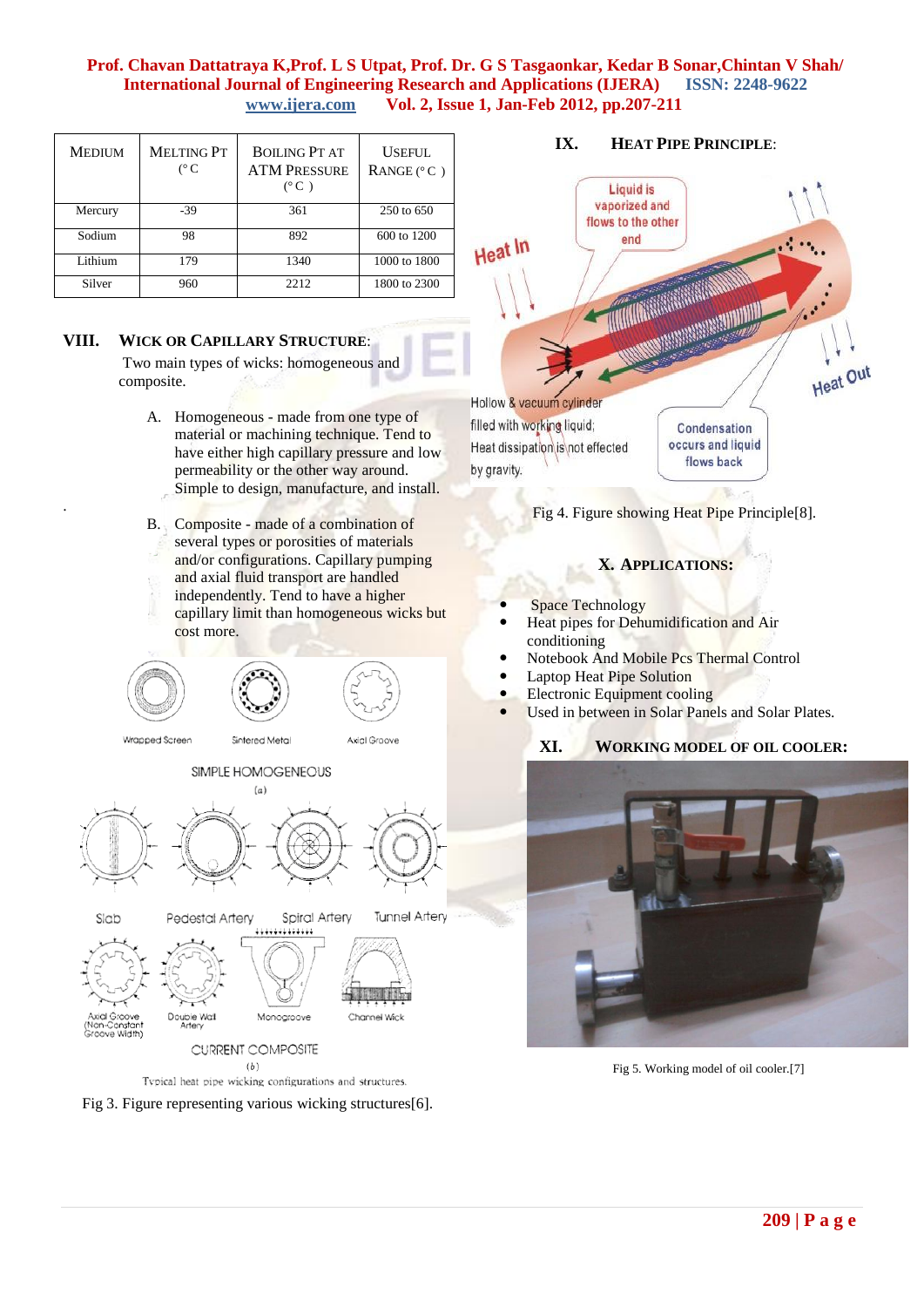| MEDIUM | MELTING PT (° C | BOILING PT AT ATM PRESSURE (° C ) | USEFUL RANGE (° C ) |
|---|---|---|---|
| Mercury | -39 | 361 | 250 to 650 |
| Sodium | 98 | 892 | 600 to 1200 |
| Lithium | 179 | 1340 | 1000 to 1800 |
| Silver | 960 | 2212 | 1800 to 2300 |

## VIII. WICK OR CAPILLARY STRUCTURE:

Two main types of wicks: homogeneous and composite.

A. Homogeneous - made from one type of material or machining technique. Tend to have either high capillary pressure and low permeability or the other way around. Simple to design, manufacture, and install.

B. Composite - made of a combination of several types or porosities of materials and/or configurations. Capillary pumping and axial fluid transport are handled independently. Tend to have a higher capillary limit than homogeneous wicks but cost more.

Fig 3. Figure representing various wicking structures[6].

## IX. HEAT PIPE PRINCIPLE:

Fig 4. Figure showing Heat Pipe Principle[8].

## X. APPLICATIONS:

- Space Technology
- Heat pipes for Dehumidification and Air conditioning
- Notebook And Mobile Pcs Thermal Control
- Laptop Heat Pipe Solution
- Electronic Equipment cooling
- Used in between in Solar Panels and Solar Plates.

## XI. WORKING MODEL OF OIL COOLER:

Fig 5. Working model of oil cooler.[7]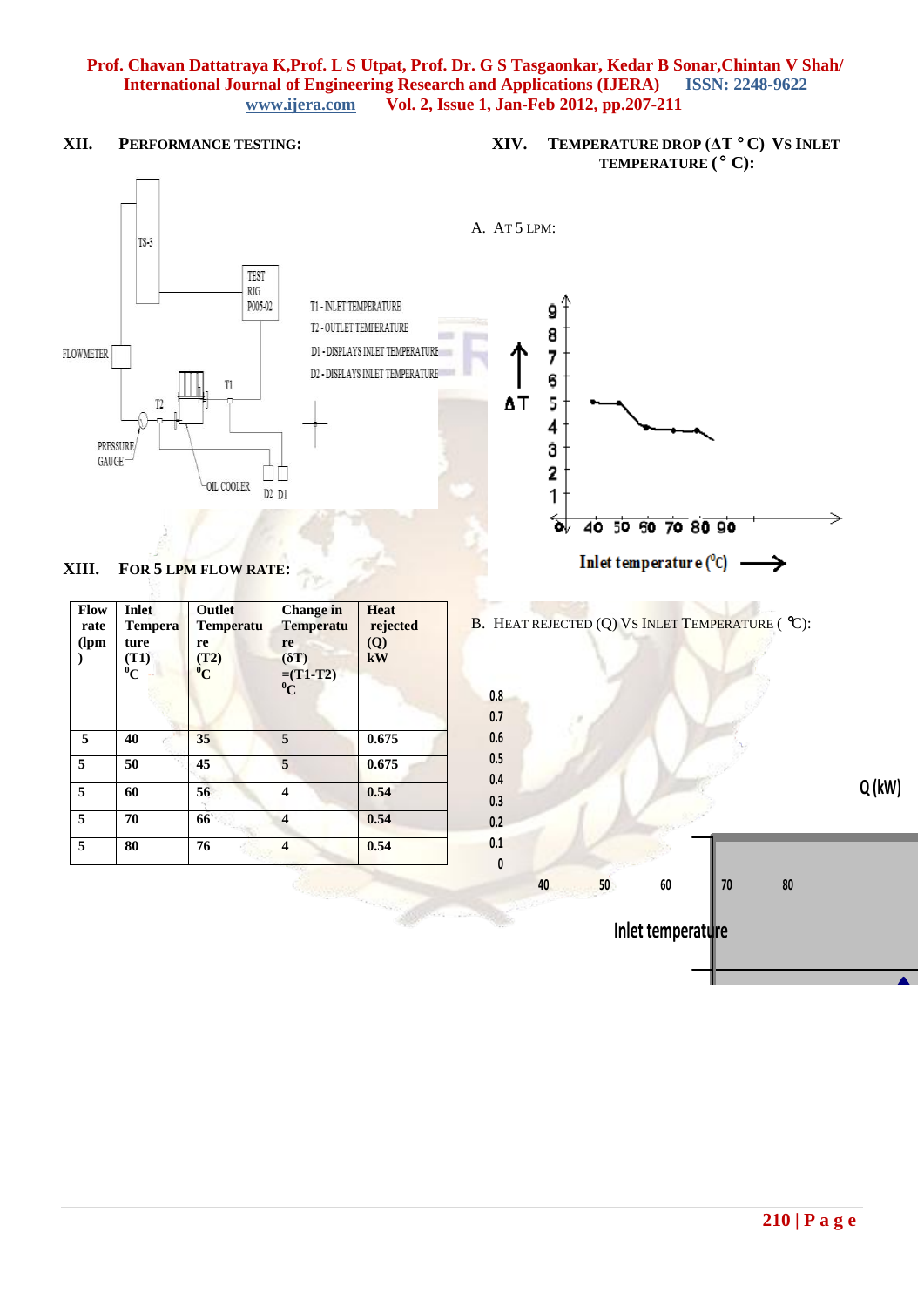## XII. PERFORMANCE TESTING:

TS-3

TEST RIG P005-02

FLOWMETER

T1 - INLET TEMPERATURE

T2 - OUTLET TEMPERATURE

D1 - DISPLAYS INLET TEMPERATURE

D2 - DISPLAYS INLET TEMPERATURE

T1

T2

PRESSURE GAUGE

OIL COOLER

D2 D1

## XIII. FOR 5 LPM FLOW RATE:

| Flow rate (lpm) | Inlet Temperature (T1) $^0$C | Outlet Temperature (T2) $^0$C | Change in Temperature (δT) =(T1-T2) $^0$C | Heat rejected (Q) kW |
|---|---|---|---|---|
| 5 | 40 | 35 | 5 | 0.675 |
| 5 | 50 | 45 | 5 | 0.675 |
| 5 | 60 | 56 | 4 | 0.54 |
| 5 | 70 | 66 | 4 | 0.54 |
| 5 | 80 | 76 | 4 | 0.54 |

## XIV. TEMPERATURE DROP ($\Delta T$ ° C) VS INLET TEMPERATURE (° C):

A. AT 5 LPM:

ΔT

Inlet temperature ($^0$C)

B. HEAT REJECTED (Q) VS INLET TEMPERATURE (℃):

Q (kW)

Inlet temperature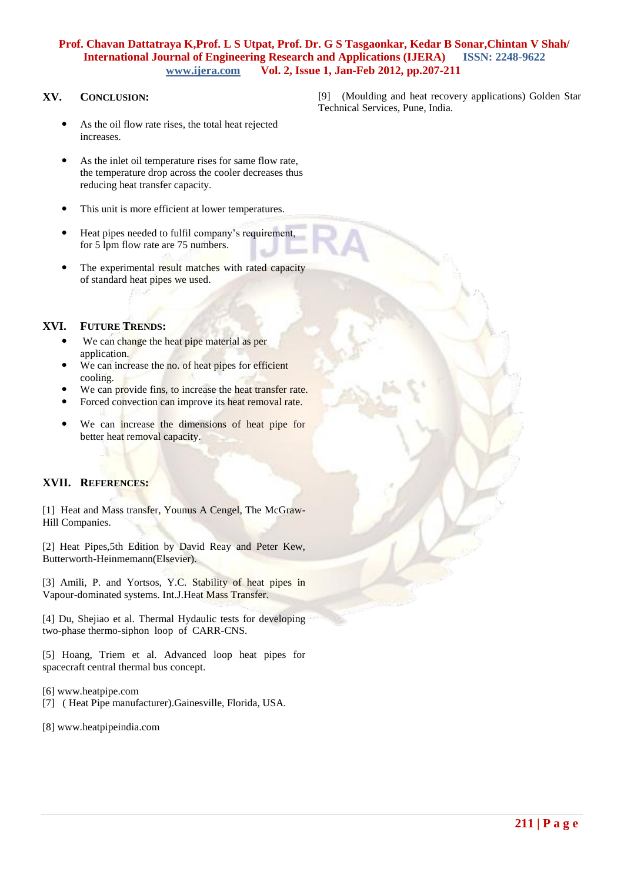## XV. CONCLUSION:

- As the oil flow rate rises, the total heat rejected increases.
- As the inlet oil temperature rises for same flow rate, the temperature drop across the cooler decreases thus reducing heat transfer capacity.
- This unit is more efficient at lower temperatures.
- Heat pipes needed to fulfil company's requirement, for 5 lpm flow rate are 75 numbers.
- The experimental result matches with rated capacity of standard heat pipes we used.

## XVI. FUTURE TRENDS:

- We can change the heat pipe material as per application.
- We can increase the no. of heat pipes for efficient cooling.
- We can provide fins, to increase the heat transfer rate.
- Forced convection can improve its heat removal rate.
- We can increase the dimensions of heat pipe for better heat removal capacity.

## XVII. REFERENCES:

[1] Heat and Mass transfer, Younus A Cengel, The McGraw-Hill Companies.

[2] Heat Pipes,5th Edition by David Reay and Peter Kew, Butterworth-Heinmemann(Elsevier).

[3] Amili, P. and Yortsos, Y.C. Stability of heat pipes in Vapour-dominated systems. Int.J.Heat Mass Transfer.

[4] Du, Shejiao et al. Thermal Hydaulic tests for developing two-phase thermo-siphon loop of CARR-CNS.

[5] Hoang, Triem et al. Advanced loop heat pipes for spacecraft central thermal bus concept.

[6] www.heatpipe.com

[7] ( Heat Pipe manufacturer).Gainesville, Florida, USA.

[8] www.heatpipeindia.com

[9] (Moulding and heat recovery applications) Golden Star Technical Services, Pune, India.